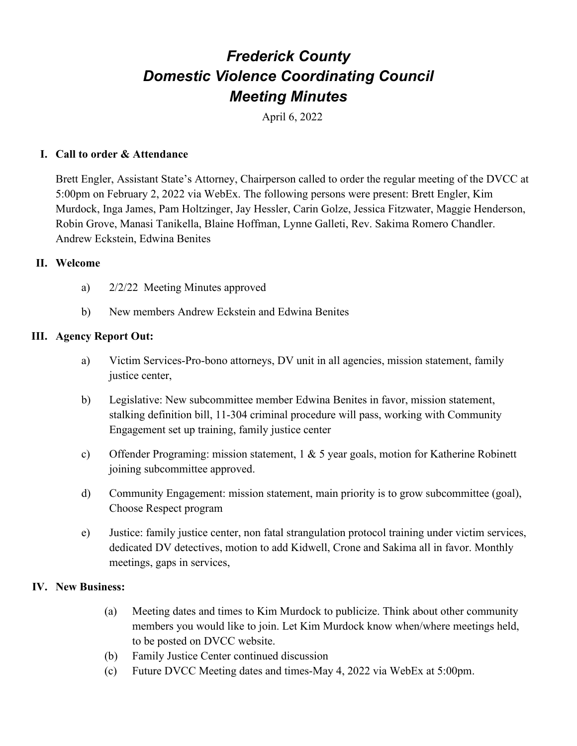# *Frederick County*
# *Domestic Violence Coordinating Council*
# *Meeting Minutes*

April 6, 2022

## I. Call to order & Attendance

Brett Engler, Assistant State's Attorney, Chairperson called to order the regular meeting of the DVCC at 5:00pm on February 2, 2022 via WebEx. The following persons were present: Brett Engler, Kim Murdock, Inga James, Pam Holtzinger, Jay Hessler, Carin Golze, Jessica Fitzwater, Maggie Henderson, Robin Grove, Manasi Tanikella, Blaine Hoffman, Lynne Galleti, Rev. Sakima Romero Chandler. Andrew Eckstein, Edwina Benites

## II. Welcome

a) 2/2/22 Meeting Minutes approved

b) New members Andrew Eckstein and Edwina Benites

## III. Agency Report Out:

a) Victim Services-Pro-bono attorneys, DV unit in all agencies, mission statement, family justice center,

b) Legislative: New subcommittee member Edwina Benites in favor, mission statement, stalking definition bill, 11-304 criminal procedure will pass, working with Community Engagement set up training, family justice center

c) Offender Programing: mission statement, 1 & 5 year goals, motion for Katherine Robinett joining subcommittee approved.

d) Community Engagement: mission statement, main priority is to grow subcommittee (goal), Choose Respect program

e) Justice: family justice center, non fatal strangulation protocol training under victim services, dedicated DV detectives, motion to add Kidwell, Crone and Sakima all in favor. Monthly meetings, gaps in services,

## IV. New Business:

(a) Meeting dates and times to Kim Murdock to publicize. Think about other community members you would like to join. Let Kim Murdock know when/where meetings held, to be posted on DVCC website.

(b) Family Justice Center continued discussion

(c) Future DVCC Meeting dates and times-May 4, 2022 via WebEx at 5:00pm.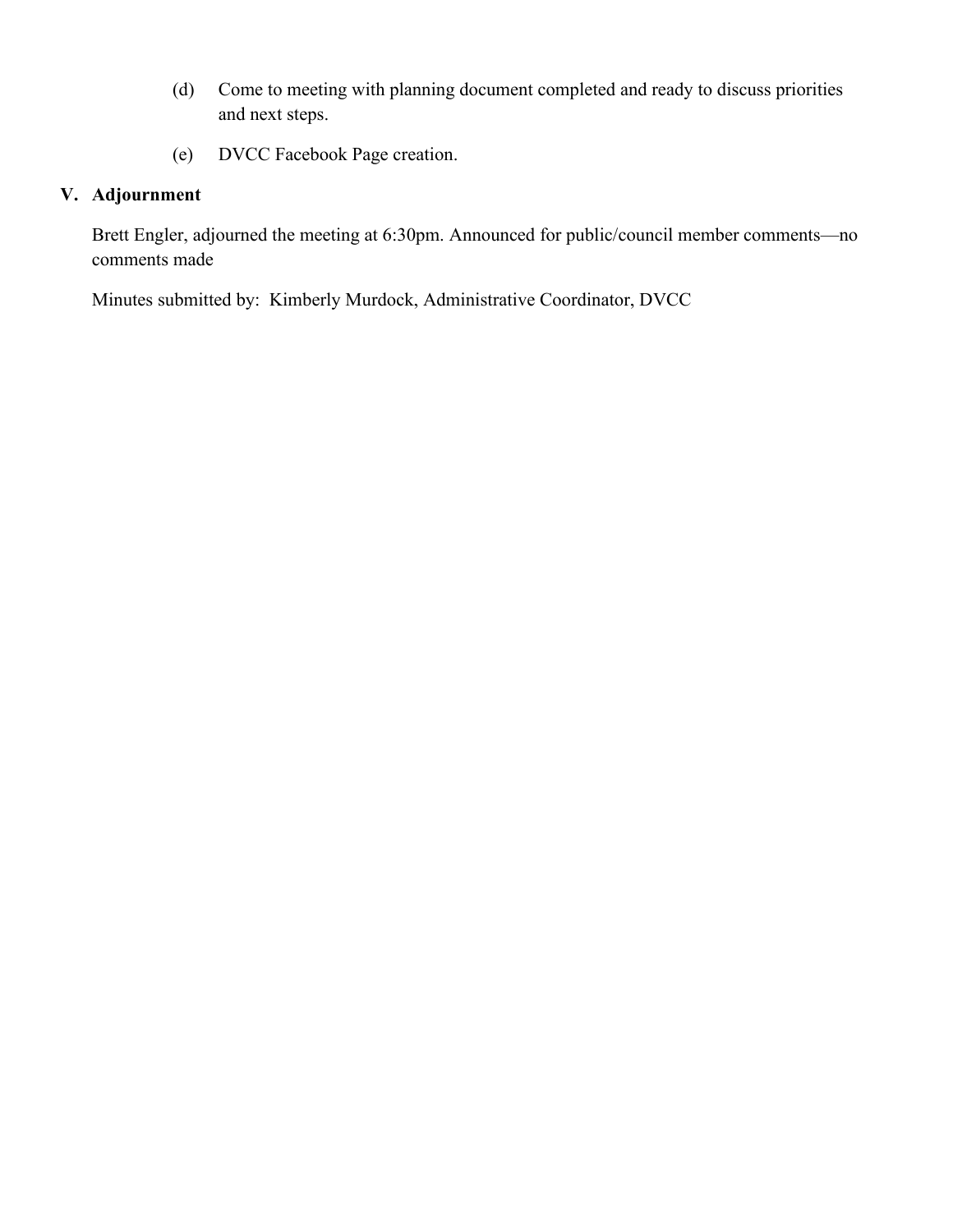(d) Come to meeting with planning document completed and ready to discuss priorities and next steps.

(e) DVCC Facebook Page creation.

## V. Adjournment

Brett Engler, adjourned the meeting at 6:30pm. Announced for public/council member comments—no comments made

Minutes submitted by: Kimberly Murdock, Administrative Coordinator, DVCC